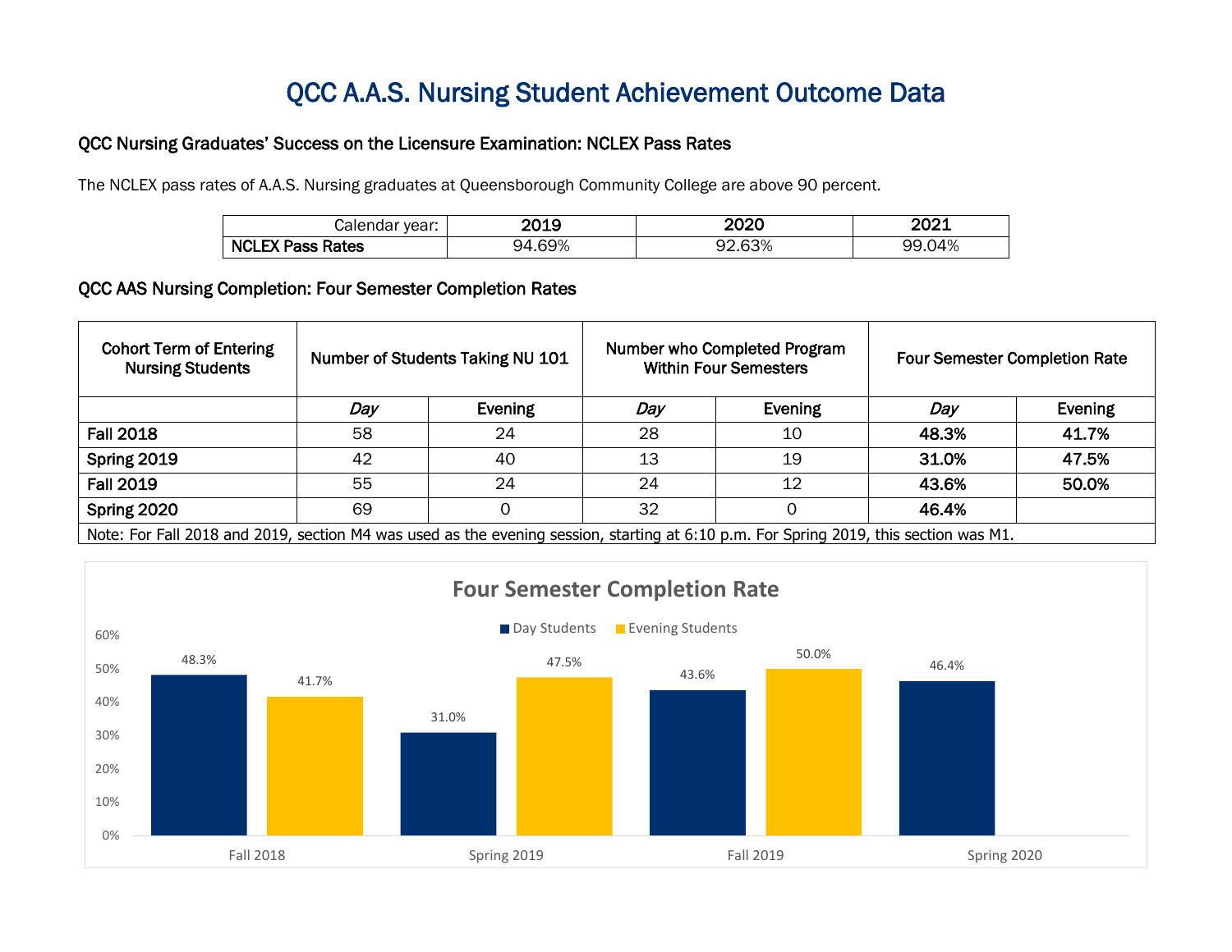# QCC A.A.S. Nursing Student Achievement Outcome Data

### QCC Nursing Graduates' Success on the Licensure Examination: NCLEX Pass Rates

The NCLEX pass rates of A.A.S. Nursing graduates at Queensborough Community College are above 90 percent.

| Calendar year: | 2019 | 2020 | 2021 |
|---|---|---|---|
| **NCLEX Pass Rates** | 94.69% | 92.63% | 99.04% |

### QCC AAS Nursing Completion: Four Semester Completion Rates

| Cohort Term of Entering Nursing Students | Number of Students Taking NU 101 | | Number who Completed Program Within Four Semesters | | Four Semester Completion Rate | |
|---|---|---|---|---|---|---|
| | *Day* | Evening | *Day* | Evening | *Day* | Evening |
| **Fall 2018** | 58 | 24 | 28 | 10 | **48.3%** | **41.7%** |
| **Spring 2019** | 42 | 40 | 13 | 19 | **31.0%** | **47.5%** |
| **Fall 2019** | 55 | 24 | 24 | 12 | **43.6%** | **50.0%** |
| **Spring 2020** | 69 | 0 | 32 | 0 | **46.4%** | |

Note: For Fall 2018 and 2019, section M4 was used as the evening session, starting at 6:10 p.m. For Spring 2019, this section was M1.

**Four Semester Completion Rate**

| | Day Students | Evening Students |
|---|---|---|
| Fall 2018 | 48.3% | 41.7% |
| Spring 2019 | 31.0% | 47.5% |
| Fall 2019 | 43.6% | 50.0% |
| Spring 2020 | 46.4% | |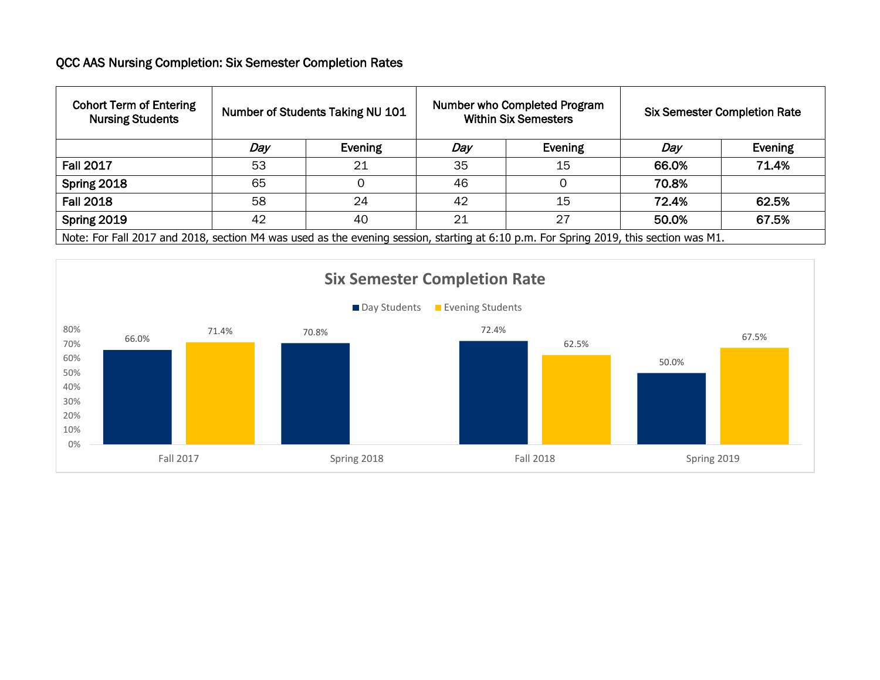QCC AAS Nursing Completion: Six Semester Completion Rates

| Cohort Term of Entering Nursing Students | Number of Students Taking NU 101 | | Number who Completed Program Within Six Semesters | | Six Semester Completion Rate | |
|---|---|---|---|---|---|---|
| | *Day* | Evening | *Day* | Evening | *Day* | Evening |
| **Fall 2017** | 53 | 21 | 35 | 15 | **66.0%** | **71.4%** |
| **Spring 2018** | 65 | 0 | 46 | 0 | **70.8%** | |
| **Fall 2018** | 58 | 24 | 42 | 15 | **72.4%** | **62.5%** |
| **Spring 2019** | 42 | 40 | 21 | 27 | **50.0%** | **67.5%** |

Note: For Fall 2017 and 2018, section M4 was used as the evening session, starting at 6:10 p.m. For Spring 2019, this section was M1.

**Six Semester Completion Rate**

| | Day Students | Evening Students |
|---|---|---|
| Fall 2017 | 66.0% | 71.4% |
| Spring 2018 | 70.8% | |
| Fall 2018 | 72.4% | 62.5% |
| Spring 2019 | 50.0% | 67.5% |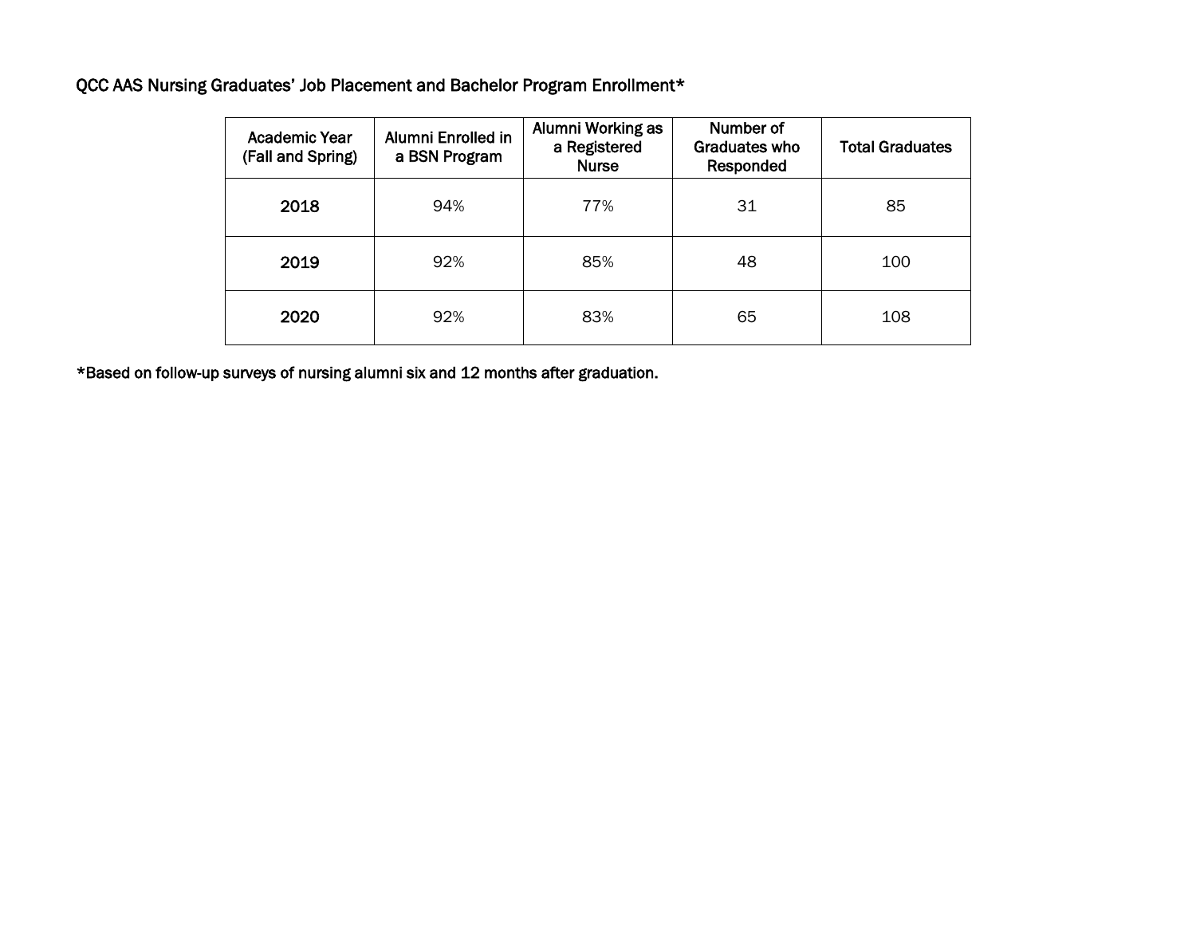QCC AAS Nursing Graduates' Job Placement and Bachelor Program Enrollment*

| Academic Year (Fall and Spring) | Alumni Enrolled in a BSN Program | Alumni Working as a Registered Nurse | Number of Graduates who Responded | Total Graduates |
|---|---|---|---|---|
| **2018** | 94% | 77% | 31 | 85 |
| **2019** | 92% | 85% | 48 | 100 |
| **2020** | 92% | 83% | 65 | 108 |

*Based on follow-up surveys of nursing alumni six and 12 months after graduation.